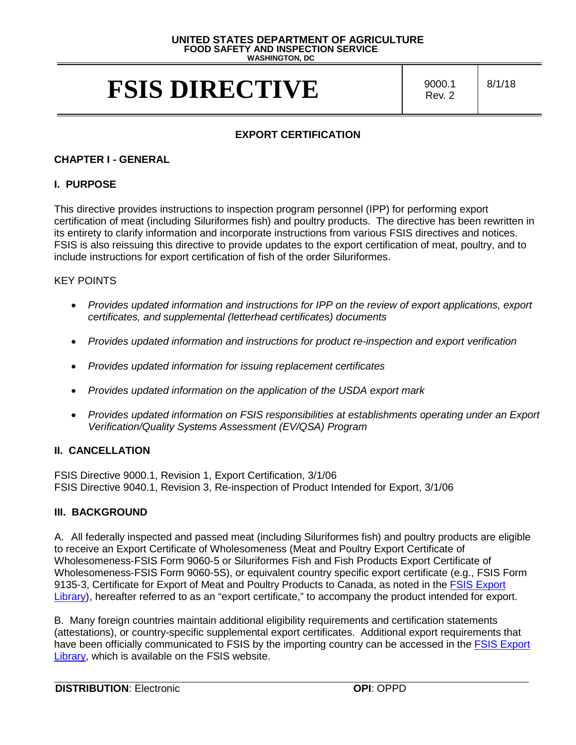**UNITED STATES DEPARTMENT OF AGRICULTURE**
**FOOD SAFETY AND INSPECTION SERVICE**
**WASHINGTON, DC**

# FSIS DIRECTIVE

9000.1 Rev. 2 | 8/1/18

## EXPORT CERTIFICATION

## CHAPTER I - GENERAL

### I. PURPOSE

This directive provides instructions to inspection program personnel (IPP) for performing export certification of meat (including Siluriformes fish) and poultry products. The directive has been rewritten in its entirety to clarify information and incorporate instructions from various FSIS directives and notices. FSIS is also reissuing this directive to provide updates to the export certification of meat, poultry, and to include instructions for export certification of fish of the order Siluriformes.

KEY POINTS

- *Provides updated information and instructions for IPP on the review of export applications, export certificates, and supplemental (letterhead certificates) documents*
- *Provides updated information and instructions for product re-inspection and export verification*
- *Provides updated information for issuing replacement certificates*
- *Provides updated information on the application of the USDA export mark*
- *Provides updated information on FSIS responsibilities at establishments operating under an Export Verification/Quality Systems Assessment (EV/QSA) Program*

### II. CANCELLATION

FSIS Directive 9000.1, Revision 1, Export Certification, 3/1/06
FSIS Directive 9040.1, Revision 3, Re-inspection of Product Intended for Export, 3/1/06

### III. BACKGROUND

A. All federally inspected and passed meat (including Siluriformes fish) and poultry products are eligible to receive an Export Certificate of Wholesomeness (Meat and Poultry Export Certificate of Wholesomeness-FSIS Form 9060-5 or Siluriformes Fish and Fish Products Export Certificate of Wholesomeness-FSIS Form 9060-5S), or equivalent country specific export certificate (e.g., FSIS Form 9135-3, Certificate for Export of Meat and Poultry Products to Canada, as noted in the FSIS Export Library), hereafter referred to as an "export certificate," to accompany the product intended for export.

B. Many foreign countries maintain additional eligibility requirements and certification statements (attestations), or country-specific supplemental export certificates. Additional export requirements that have been officially communicated to FSIS by the importing country can be accessed in the FSIS Export Library, which is available on the FSIS website.

**DISTRIBUTION**: Electronic **OPI**: OPPD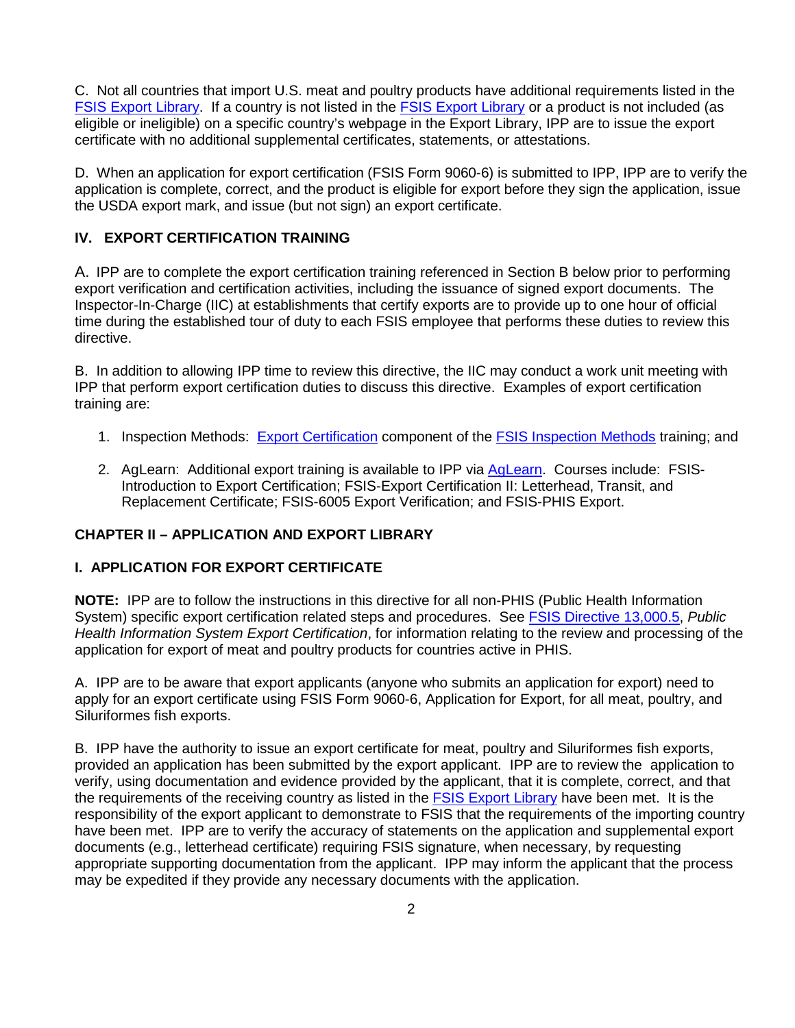C. Not all countries that import U.S. meat and poultry products have additional requirements listed in the FSIS Export Library. If a country is not listed in the FSIS Export Library or a product is not included (as eligible or ineligible) on a specific country's webpage in the Export Library, IPP are to issue the export certificate with no additional supplemental certificates, statements, or attestations.

D. When an application for export certification (FSIS Form 9060-6) is submitted to IPP, IPP are to verify the application is complete, correct, and the product is eligible for export before they sign the application, issue the USDA export mark, and issue (but not sign) an export certificate.

## IV. EXPORT CERTIFICATION TRAINING

A. IPP are to complete the export certification training referenced in Section B below prior to performing export verification and certification activities, including the issuance of signed export documents. The Inspector-In-Charge (IIC) at establishments that certify exports are to provide up to one hour of official time during the established tour of duty to each FSIS employee that performs these duties to review this directive.

B. In addition to allowing IPP time to review this directive, the IIC may conduct a work unit meeting with IPP that perform export certification duties to discuss this directive. Examples of export certification training are:

1. Inspection Methods: Export Certification component of the FSIS Inspection Methods training; and

2. AgLearn: Additional export training is available to IPP via AgLearn. Courses include: FSIS-Introduction to Export Certification; FSIS-Export Certification II: Letterhead, Transit, and Replacement Certificate; FSIS-6005 Export Verification; and FSIS-PHIS Export.

# CHAPTER II – APPLICATION AND EXPORT LIBRARY

## I. APPLICATION FOR EXPORT CERTIFICATE

**NOTE:** IPP are to follow the instructions in this directive for all non-PHIS (Public Health Information System) specific export certification related steps and procedures. See FSIS Directive 13,000.5, *Public Health Information System Export Certification*, for information relating to the review and processing of the application for export of meat and poultry products for countries active in PHIS.

A. IPP are to be aware that export applicants (anyone who submits an application for export) need to apply for an export certificate using FSIS Form 9060-6, Application for Export, for all meat, poultry, and Siluriformes fish exports.

B. IPP have the authority to issue an export certificate for meat, poultry and Siluriformes fish exports, provided an application has been submitted by the export applicant. IPP are to review the application to verify, using documentation and evidence provided by the applicant, that it is complete, correct, and that the requirements of the receiving country as listed in the FSIS Export Library have been met. It is the responsibility of the export applicant to demonstrate to FSIS that the requirements of the importing country have been met. IPP are to verify the accuracy of statements on the application and supplemental export documents (e.g., letterhead certificate) requiring FSIS signature, when necessary, by requesting appropriate supporting documentation from the applicant. IPP may inform the applicant that the process may be expedited if they provide any necessary documents with the application.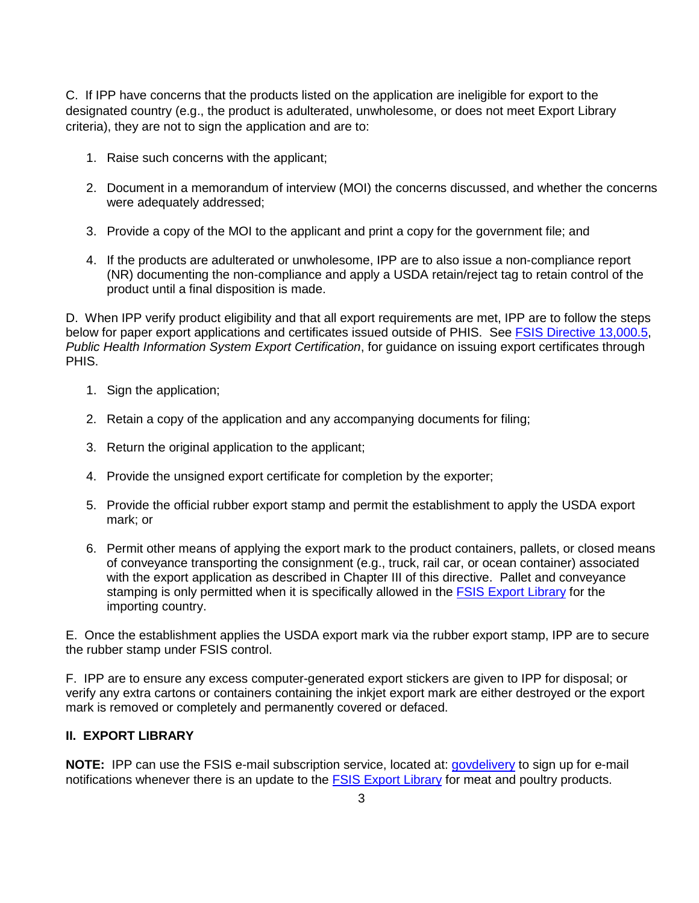C. If IPP have concerns that the products listed on the application are ineligible for export to the designated country (e.g., the product is adulterated, unwholesome, or does not meet Export Library criteria), they are not to sign the application and are to:

1. Raise such concerns with the applicant;
2. Document in a memorandum of interview (MOI) the concerns discussed, and whether the concerns were adequately addressed;
3. Provide a copy of the MOI to the applicant and print a copy for the government file; and
4. If the products are adulterated or unwholesome, IPP are to also issue a non-compliance report (NR) documenting the non-compliance and apply a USDA retain/reject tag to retain control of the product until a final disposition is made.

D. When IPP verify product eligibility and that all export requirements are met, IPP are to follow the steps below for paper export applications and certificates issued outside of PHIS. See FSIS Directive 13,000.5, *Public Health Information System Export Certification*, for guidance on issuing export certificates through PHIS.

1. Sign the application;
2. Retain a copy of the application and any accompanying documents for filing;
3. Return the original application to the applicant;
4. Provide the unsigned export certificate for completion by the exporter;
5. Provide the official rubber export stamp and permit the establishment to apply the USDA export mark; or
6. Permit other means of applying the export mark to the product containers, pallets, or closed means of conveyance transporting the consignment (e.g., truck, rail car, or ocean container) associated with the export application as described in Chapter III of this directive. Pallet and conveyance stamping is only permitted when it is specifically allowed in the FSIS Export Library for the importing country.

E. Once the establishment applies the USDA export mark via the rubber export stamp, IPP are to secure the rubber stamp under FSIS control.

F. IPP are to ensure any excess computer-generated export stickers are given to IPP for disposal; or verify any extra cartons or containers containing the inkjet export mark are either destroyed or the export mark is removed or completely and permanently covered or defaced.

## II. EXPORT LIBRARY

**NOTE:** IPP can use the FSIS e-mail subscription service, located at: govdelivery to sign up for e-mail notifications whenever there is an update to the FSIS Export Library for meat and poultry products.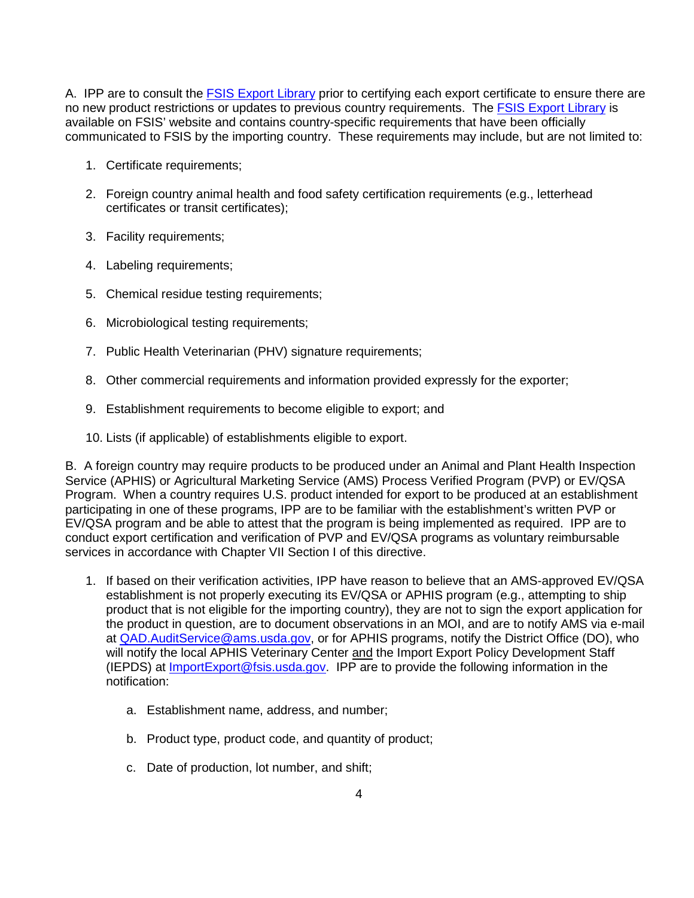A. IPP are to consult the [FSIS Export Library](#) prior to certifying each export certificate to ensure there are no new product restrictions or updates to previous country requirements. The [FSIS Export Library](#) is available on FSIS' website and contains country-specific requirements that have been officially communicated to FSIS by the importing country. These requirements may include, but are not limited to:

1. Certificate requirements;
2. Foreign country animal health and food safety certification requirements (e.g., letterhead certificates or transit certificates);
3. Facility requirements;
4. Labeling requirements;
5. Chemical residue testing requirements;
6. Microbiological testing requirements;
7. Public Health Veterinarian (PHV) signature requirements;
8. Other commercial requirements and information provided expressly for the exporter;
9. Establishment requirements to become eligible to export; and
10. Lists (if applicable) of establishments eligible to export.

B. A foreign country may require products to be produced under an Animal and Plant Health Inspection Service (APHIS) or Agricultural Marketing Service (AMS) Process Verified Program (PVP) or EV/QSA Program. When a country requires U.S. product intended for export to be produced at an establishment participating in one of these programs, IPP are to be familiar with the establishment's written PVP or EV/QSA program and be able to attest that the program is being implemented as required. IPP are to conduct export certification and verification of PVP and EV/QSA programs as voluntary reimbursable services in accordance with Chapter VII Section I of this directive.

1. If based on their verification activities, IPP have reason to believe that an AMS-approved EV/QSA establishment is not properly executing its EV/QSA or APHIS program (e.g., attempting to ship product that is not eligible for the importing country), they are not to sign the export application for the product in question, are to document observations in an MOI, and are to notify AMS via e-mail at QAD.AuditService@ams.usda.gov, or for APHIS programs, notify the District Office (DO), who will notify the local APHIS Veterinary Center and the Import Export Policy Development Staff (IEPDS) at ImportExport@fsis.usda.gov. IPP are to provide the following information in the notification:

   a. Establishment name, address, and number;

   b. Product type, product code, and quantity of product;

   c. Date of production, lot number, and shift;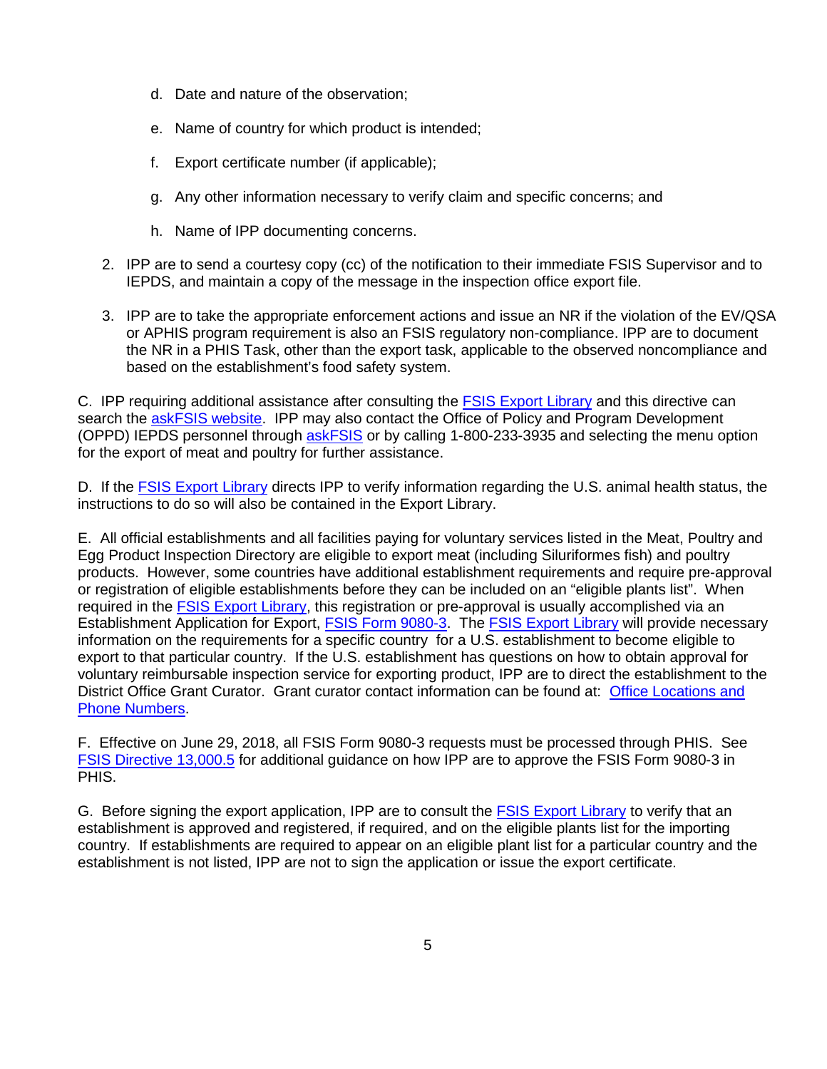d. Date and nature of the observation;

e. Name of country for which product is intended;

f. Export certificate number (if applicable);

g. Any other information necessary to verify claim and specific concerns; and

h. Name of IPP documenting concerns.

2. IPP are to send a courtesy copy (cc) of the notification to their immediate FSIS Supervisor and to IEPDS, and maintain a copy of the message in the inspection office export file.

3. IPP are to take the appropriate enforcement actions and issue an NR if the violation of the EV/QSA or APHIS program requirement is also an FSIS regulatory non-compliance. IPP are to document the NR in a PHIS Task, other than the export task, applicable to the observed noncompliance and based on the establishment's food safety system.

C. IPP requiring additional assistance after consulting the FSIS Export Library and this directive can search the askFSIS website. IPP may also contact the Office of Policy and Program Development (OPPD) IEPDS personnel through askFSIS or by calling 1-800-233-3935 and selecting the menu option for the export of meat and poultry for further assistance.

D. If the FSIS Export Library directs IPP to verify information regarding the U.S. animal health status, the instructions to do so will also be contained in the Export Library.

E. All official establishments and all facilities paying for voluntary services listed in the Meat, Poultry and Egg Product Inspection Directory are eligible to export meat (including Siluriformes fish) and poultry products. However, some countries have additional establishment requirements and require pre-approval or registration of eligible establishments before they can be included on an "eligible plants list". When required in the FSIS Export Library, this registration or pre-approval is usually accomplished via an Establishment Application for Export, FSIS Form 9080-3. The FSIS Export Library will provide necessary information on the requirements for a specific country for a U.S. establishment to become eligible to export to that particular country. If the U.S. establishment has questions on how to obtain approval for voluntary reimbursable inspection service for exporting product, IPP are to direct the establishment to the District Office Grant Curator. Grant curator contact information can be found at: Office Locations and Phone Numbers.

F. Effective on June 29, 2018, all FSIS Form 9080-3 requests must be processed through PHIS. See FSIS Directive 13,000.5 for additional guidance on how IPP are to approve the FSIS Form 9080-3 in PHIS.

G. Before signing the export application, IPP are to consult the FSIS Export Library to verify that an establishment is approved and registered, if required, and on the eligible plants list for the importing country. If establishments are required to appear on an eligible plant list for a particular country and the establishment is not listed, IPP are not to sign the application or issue the export certificate.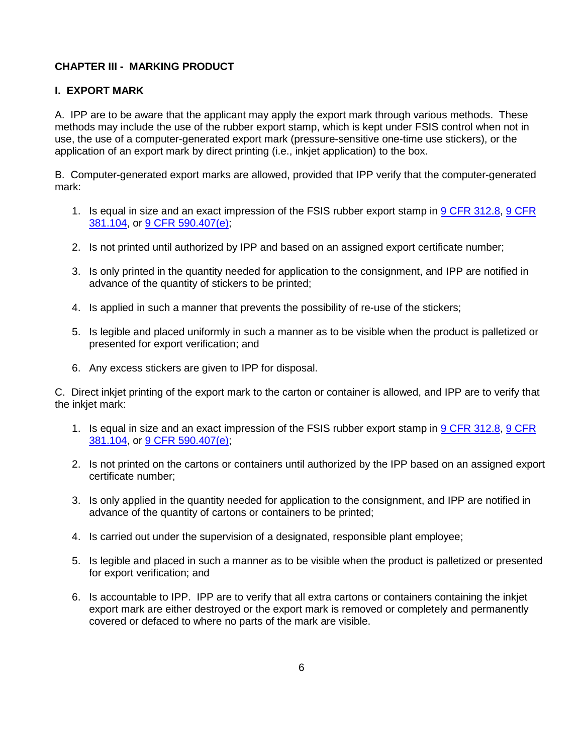## CHAPTER III - MARKING PRODUCT

### I. EXPORT MARK

A. IPP are to be aware that the applicant may apply the export mark through various methods. These methods may include the use of the rubber export stamp, which is kept under FSIS control when not in use, the use of a computer-generated export mark (pressure-sensitive one-time use stickers), or the application of an export mark by direct printing (i.e., inkjet application) to the box.

B. Computer-generated export marks are allowed, provided that IPP verify that the computer-generated mark:

1. Is equal in size and an exact impression of the FSIS rubber export stamp in 9 CFR 312.8, 9 CFR 381.104, or 9 CFR 590.407(e);
2. Is not printed until authorized by IPP and based on an assigned export certificate number;
3. Is only printed in the quantity needed for application to the consignment, and IPP are notified in advance of the quantity of stickers to be printed;
4. Is applied in such a manner that prevents the possibility of re-use of the stickers;
5. Is legible and placed uniformly in such a manner as to be visible when the product is palletized or presented for export verification; and
6. Any excess stickers are given to IPP for disposal.

C. Direct inkjet printing of the export mark to the carton or container is allowed, and IPP are to verify that the inkjet mark:

1. Is equal in size and an exact impression of the FSIS rubber export stamp in 9 CFR 312.8, 9 CFR 381.104, or 9 CFR 590.407(e);
2. Is not printed on the cartons or containers until authorized by the IPP based on an assigned export certificate number;
3. Is only applied in the quantity needed for application to the consignment, and IPP are notified in advance of the quantity of cartons or containers to be printed;
4. Is carried out under the supervision of a designated, responsible plant employee;
5. Is legible and placed in such a manner as to be visible when the product is palletized or presented for export verification; and
6. Is accountable to IPP. IPP are to verify that all extra cartons or containers containing the inkjet export mark are either destroyed or the export mark is removed or completely and permanently covered or defaced to where no parts of the mark are visible.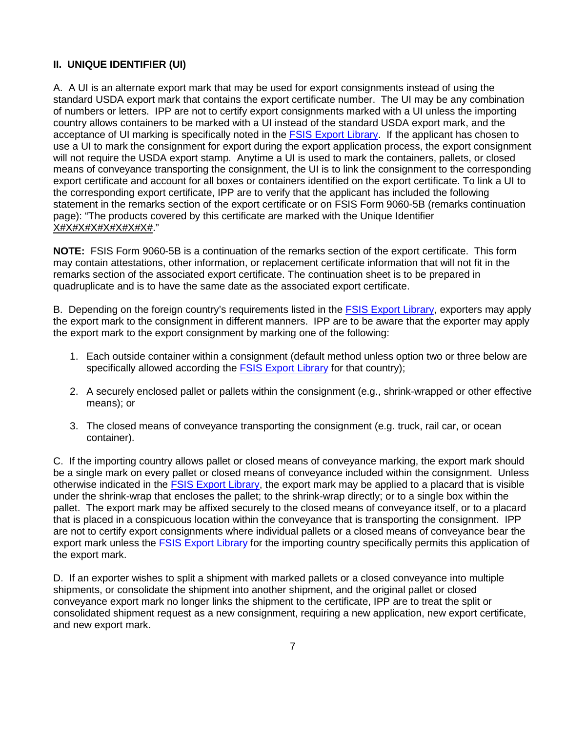## II. UNIQUE IDENTIFIER (UI)

A. A UI is an alternate export mark that may be used for export consignments instead of using the standard USDA export mark that contains the export certificate number. The UI may be any combination of numbers or letters. IPP are not to certify export consignments marked with a UI unless the importing country allows containers to be marked with a UI instead of the standard USDA export mark, and the acceptance of UI marking is specifically noted in the [FSIS Export Library](). If the applicant has chosen to use a UI to mark the consignment for export during the export application process, the export consignment will not require the USDA export stamp. Anytime a UI is used to mark the containers, pallets, or closed means of conveyance transporting the consignment, the UI is to link the consignment to the corresponding export certificate and account for all boxes or containers identified on the export certificate. To link a UI to the corresponding export certificate, IPP are to verify that the applicant has included the following statement in the remarks section of the export certificate or on FSIS Form 9060-5B (remarks continuation page): "The products covered by this certificate are marked with the Unique Identifier <u>X#X#X#X#X#X#X#X#</u>."

**NOTE:** FSIS Form 9060-5B is a continuation of the remarks section of the export certificate. This form may contain attestations, other information, or replacement certificate information that will not fit in the remarks section of the associated export certificate. The continuation sheet is to be prepared in quadruplicate and is to have the same date as the associated export certificate.

B. Depending on the foreign country's requirements listed in the [FSIS Export Library](), exporters may apply the export mark to the consignment in different manners. IPP are to be aware that the exporter may apply the export mark to the export consignment by marking one of the following:

1. Each outside container within a consignment (default method unless option two or three below are specifically allowed according the [FSIS Export Library]() for that country);
2. A securely enclosed pallet or pallets within the consignment (e.g., shrink-wrapped or other effective means); or
3. The closed means of conveyance transporting the consignment (e.g. truck, rail car, or ocean container).

C. If the importing country allows pallet or closed means of conveyance marking, the export mark should be a single mark on every pallet or closed means of conveyance included within the consignment. Unless otherwise indicated in the [FSIS Export Library](), the export mark may be applied to a placard that is visible under the shrink-wrap that encloses the pallet; to the shrink-wrap directly; or to a single box within the pallet. The export mark may be affixed securely to the closed means of conveyance itself, or to a placard that is placed in a conspicuous location within the conveyance that is transporting the consignment. IPP are not to certify export consignments where individual pallets or a closed means of conveyance bear the export mark unless the [FSIS Export Library]() for the importing country specifically permits this application of the export mark.

D. If an exporter wishes to split a shipment with marked pallets or a closed conveyance into multiple shipments, or consolidate the shipment into another shipment, and the original pallet or closed conveyance export mark no longer links the shipment to the certificate, IPP are to treat the split or consolidated shipment request as a new consignment, requiring a new application, new export certificate, and new export mark.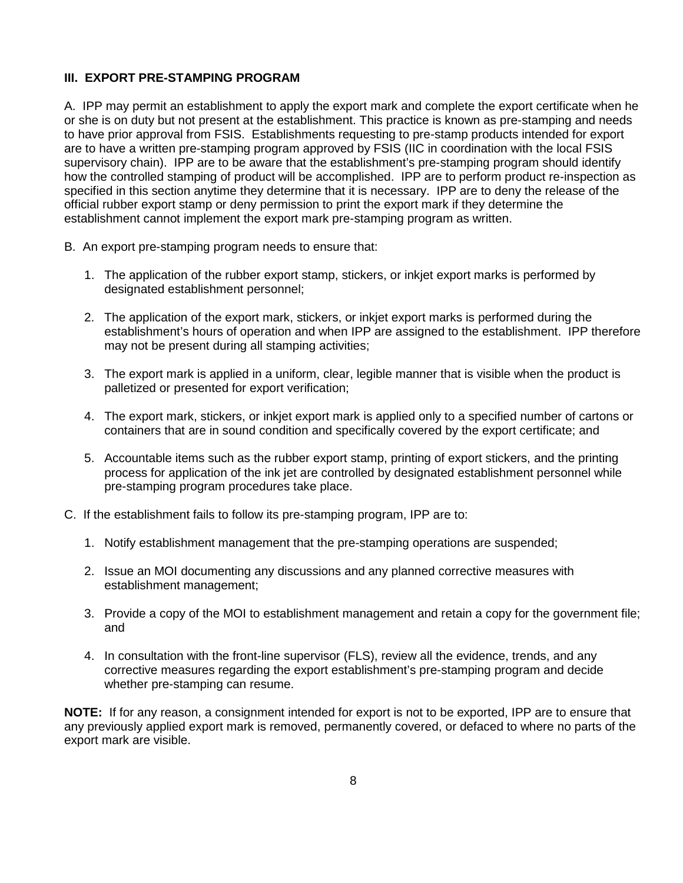## III. EXPORT PRE-STAMPING PROGRAM

A. IPP may permit an establishment to apply the export mark and complete the export certificate when he or she is on duty but not present at the establishment. This practice is known as pre-stamping and needs to have prior approval from FSIS. Establishments requesting to pre-stamp products intended for export are to have a written pre-stamping program approved by FSIS (IIC in coordination with the local FSIS supervisory chain). IPP are to be aware that the establishment's pre-stamping program should identify how the controlled stamping of product will be accomplished. IPP are to perform product re-inspection as specified in this section anytime they determine that it is necessary. IPP are to deny the release of the official rubber export stamp or deny permission to print the export mark if they determine the establishment cannot implement the export mark pre-stamping program as written.

B. An export pre-stamping program needs to ensure that:

1. The application of the rubber export stamp, stickers, or inkjet export marks is performed by designated establishment personnel;
2. The application of the export mark, stickers, or inkjet export marks is performed during the establishment's hours of operation and when IPP are assigned to the establishment. IPP therefore may not be present during all stamping activities;
3. The export mark is applied in a uniform, clear, legible manner that is visible when the product is palletized or presented for export verification;
4. The export mark, stickers, or inkjet export mark is applied only to a specified number of cartons or containers that are in sound condition and specifically covered by the export certificate; and
5. Accountable items such as the rubber export stamp, printing of export stickers, and the printing process for application of the ink jet are controlled by designated establishment personnel while pre-stamping program procedures take place.

C. If the establishment fails to follow its pre-stamping program, IPP are to:

1. Notify establishment management that the pre-stamping operations are suspended;
2. Issue an MOI documenting any discussions and any planned corrective measures with establishment management;
3. Provide a copy of the MOI to establishment management and retain a copy for the government file; and
4. In consultation with the front-line supervisor (FLS), review all the evidence, trends, and any corrective measures regarding the export establishment's pre-stamping program and decide whether pre-stamping can resume.

**NOTE:** If for any reason, a consignment intended for export is not to be exported, IPP are to ensure that any previously applied export mark is removed, permanently covered, or defaced to where no parts of the export mark are visible.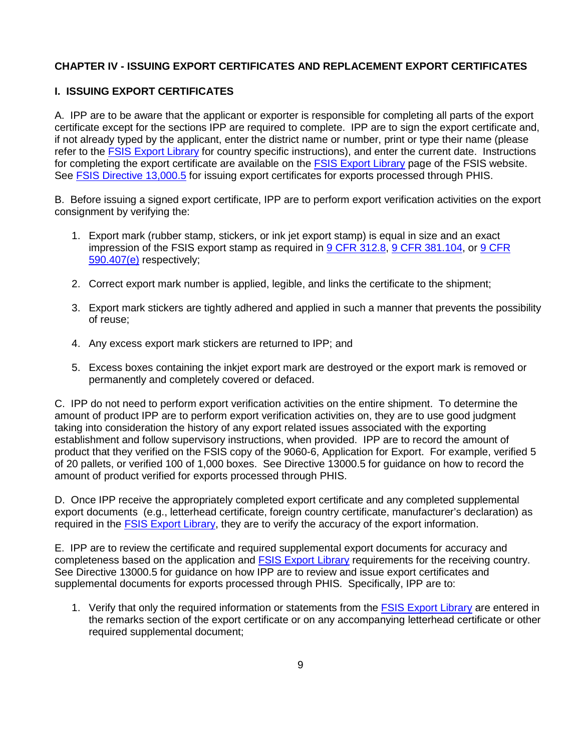## CHAPTER IV - ISSUING EXPORT CERTIFICATES AND REPLACEMENT EXPORT CERTIFICATES

### I. ISSUING EXPORT CERTIFICATES

A. IPP are to be aware that the applicant or exporter is responsible for completing all parts of the export certificate except for the sections IPP are required to complete. IPP are to sign the export certificate and, if not already typed by the applicant, enter the district name or number, print or type their name (please refer to the FSIS Export Library for country specific instructions), and enter the current date. Instructions for completing the export certificate are available on the FSIS Export Library page of the FSIS website. See FSIS Directive 13,000.5 for issuing export certificates for exports processed through PHIS.

B. Before issuing a signed export certificate, IPP are to perform export verification activities on the export consignment by verifying the:

1. Export mark (rubber stamp, stickers, or ink jet export stamp) is equal in size and an exact impression of the FSIS export stamp as required in 9 CFR 312.8, 9 CFR 381.104, or 9 CFR 590.407(e) respectively;

2. Correct export mark number is applied, legible, and links the certificate to the shipment;

3. Export mark stickers are tightly adhered and applied in such a manner that prevents the possibility of reuse;

4. Any excess export mark stickers are returned to IPP; and

5. Excess boxes containing the inkjet export mark are destroyed or the export mark is removed or permanently and completely covered or defaced.

C. IPP do not need to perform export verification activities on the entire shipment. To determine the amount of product IPP are to perform export verification activities on, they are to use good judgment taking into consideration the history of any export related issues associated with the exporting establishment and follow supervisory instructions, when provided. IPP are to record the amount of product that they verified on the FSIS copy of the 9060-6, Application for Export. For example, verified 5 of 20 pallets, or verified 100 of 1,000 boxes. See Directive 13000.5 for guidance on how to record the amount of product verified for exports processed through PHIS.

D. Once IPP receive the appropriately completed export certificate and any completed supplemental export documents (e.g., letterhead certificate, foreign country certificate, manufacturer's declaration) as required in the FSIS Export Library, they are to verify the accuracy of the export information.

E. IPP are to review the certificate and required supplemental export documents for accuracy and completeness based on the application and FSIS Export Library requirements for the receiving country. See Directive 13000.5 for guidance on how IPP are to review and issue export certificates and supplemental documents for exports processed through PHIS. Specifically, IPP are to:

1. Verify that only the required information or statements from the FSIS Export Library are entered in the remarks section of the export certificate or on any accompanying letterhead certificate or other required supplemental document;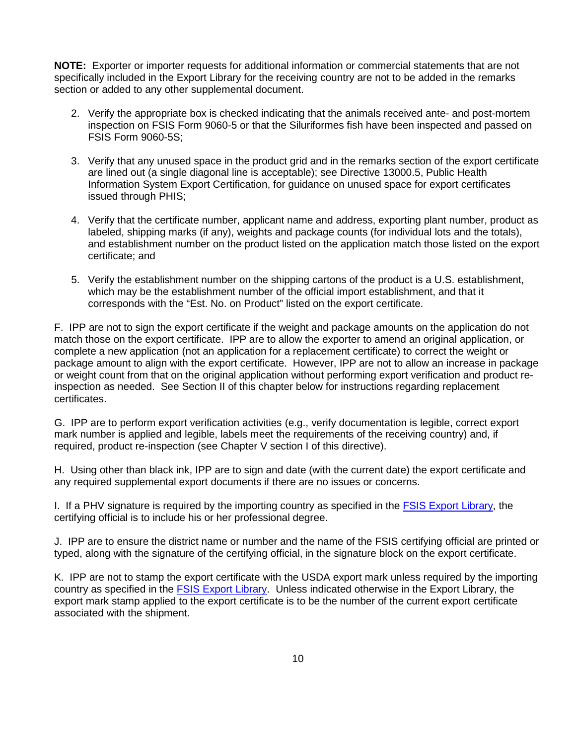**NOTE:** Exporter or importer requests for additional information or commercial statements that are not specifically included in the Export Library for the receiving country are not to be added in the remarks section or added to any other supplemental document.

2. Verify the appropriate box is checked indicating that the animals received ante- and post-mortem inspection on FSIS Form 9060-5 or that the Siluriformes fish have been inspected and passed on FSIS Form 9060-5S;

3. Verify that any unused space in the product grid and in the remarks section of the export certificate are lined out (a single diagonal line is acceptable); see Directive 13000.5, Public Health Information System Export Certification, for guidance on unused space for export certificates issued through PHIS;

4. Verify that the certificate number, applicant name and address, exporting plant number, product as labeled, shipping marks (if any), weights and package counts (for individual lots and the totals), and establishment number on the product listed on the application match those listed on the export certificate; and

5. Verify the establishment number on the shipping cartons of the product is a U.S. establishment, which may be the establishment number of the official import establishment, and that it corresponds with the "Est. No. on Product" listed on the export certificate.

F. IPP are not to sign the export certificate if the weight and package amounts on the application do not match those on the export certificate. IPP are to allow the exporter to amend an original application, or complete a new application (not an application for a replacement certificate) to correct the weight or package amount to align with the export certificate. However, IPP are not to allow an increase in package or weight count from that on the original application without performing export verification and product re-inspection as needed. See Section II of this chapter below for instructions regarding replacement certificates.

G. IPP are to perform export verification activities (e.g., verify documentation is legible, correct export mark number is applied and legible, labels meet the requirements of the receiving country) and, if required, product re-inspection (see Chapter V section I of this directive).

H. Using other than black ink, IPP are to sign and date (with the current date) the export certificate and any required supplemental export documents if there are no issues or concerns.

I. If a PHV signature is required by the importing country as specified in the FSIS Export Library, the certifying official is to include his or her professional degree.

J. IPP are to ensure the district name or number and the name of the FSIS certifying official are printed or typed, along with the signature of the certifying official, in the signature block on the export certificate.

K. IPP are not to stamp the export certificate with the USDA export mark unless required by the importing country as specified in the FSIS Export Library. Unless indicated otherwise in the Export Library, the export mark stamp applied to the export certificate is to be the number of the current export certificate associated with the shipment.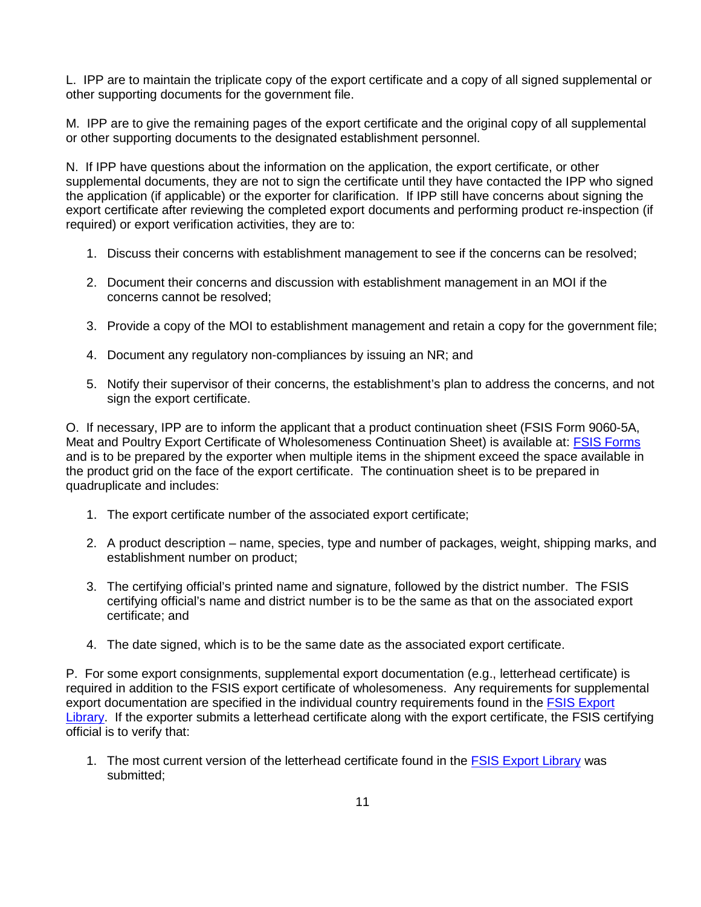L. IPP are to maintain the triplicate copy of the export certificate and a copy of all signed supplemental or other supporting documents for the government file.

M. IPP are to give the remaining pages of the export certificate and the original copy of all supplemental or other supporting documents to the designated establishment personnel.

N. If IPP have questions about the information on the application, the export certificate, or other supplemental documents, they are not to sign the certificate until they have contacted the IPP who signed the application (if applicable) or the exporter for clarification. If IPP still have concerns about signing the export certificate after reviewing the completed export documents and performing product re-inspection (if required) or export verification activities, they are to:

1. Discuss their concerns with establishment management to see if the concerns can be resolved;

2. Document their concerns and discussion with establishment management in an MOI if the concerns cannot be resolved;

3. Provide a copy of the MOI to establishment management and retain a copy for the government file;

4. Document any regulatory non-compliances by issuing an NR; and

5. Notify their supervisor of their concerns, the establishment's plan to address the concerns, and not sign the export certificate.

O. If necessary, IPP are to inform the applicant that a product continuation sheet (FSIS Form 9060-5A, Meat and Poultry Export Certificate of Wholesomeness Continuation Sheet) is available at: FSIS Forms and is to be prepared by the exporter when multiple items in the shipment exceed the space available in the product grid on the face of the export certificate. The continuation sheet is to be prepared in quadruplicate and includes:

1. The export certificate number of the associated export certificate;

2. A product description – name, species, type and number of packages, weight, shipping marks, and establishment number on product;

3. The certifying official's printed name and signature, followed by the district number. The FSIS certifying official's name and district number is to be the same as that on the associated export certificate; and

4. The date signed, which is to be the same date as the associated export certificate.

P. For some export consignments, supplemental export documentation (e.g., letterhead certificate) is required in addition to the FSIS export certificate of wholesomeness. Any requirements for supplemental export documentation are specified in the individual country requirements found in the FSIS Export Library. If the exporter submits a letterhead certificate along with the export certificate, the FSIS certifying official is to verify that:

1. The most current version of the letterhead certificate found in the FSIS Export Library was submitted;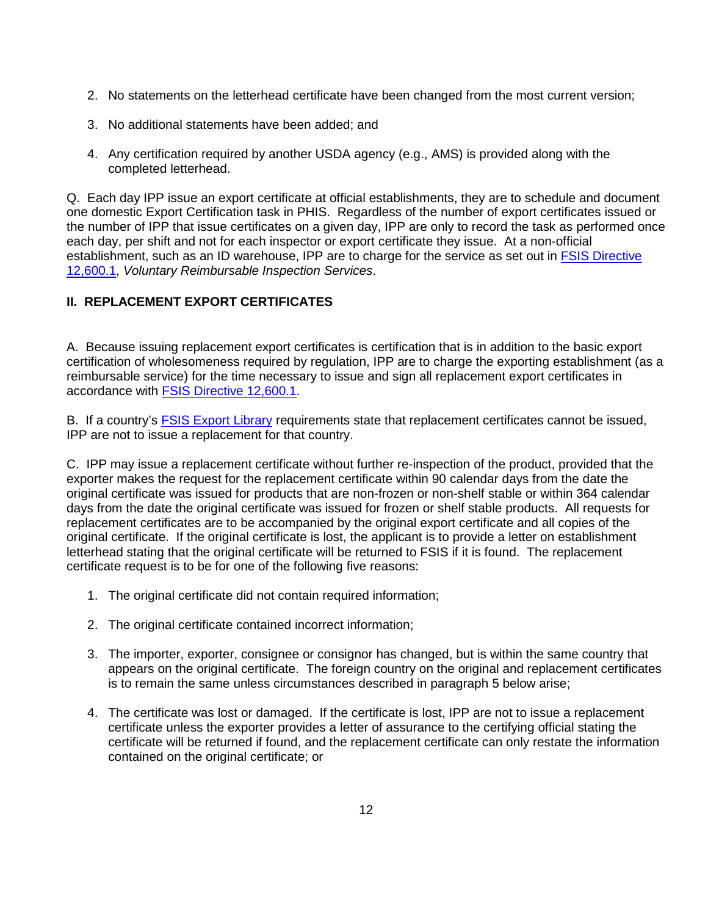2. No statements on the letterhead certificate have been changed from the most current version;

3. No additional statements have been added; and

4. Any certification required by another USDA agency (e.g., AMS) is provided along with the completed letterhead.

Q. Each day IPP issue an export certificate at official establishments, they are to schedule and document one domestic Export Certification task in PHIS. Regardless of the number of export certificates issued or the number of IPP that issue certificates on a given day, IPP are only to record the task as performed once each day, per shift and not for each inspector or export certificate they issue. At a non-official establishment, such as an ID warehouse, IPP are to charge for the service as set out in FSIS Directive 12,600.1, *Voluntary Reimbursable Inspection Services*.

## II. REPLACEMENT EXPORT CERTIFICATES

A. Because issuing replacement export certificates is certification that is in addition to the basic export certification of wholesomeness required by regulation, IPP are to charge the exporting establishment (as a reimbursable service) for the time necessary to issue and sign all replacement export certificates in accordance with FSIS Directive 12,600.1.

B. If a country's FSIS Export Library requirements state that replacement certificates cannot be issued, IPP are not to issue a replacement for that country.

C. IPP may issue a replacement certificate without further re-inspection of the product, provided that the exporter makes the request for the replacement certificate within 90 calendar days from the date the original certificate was issued for products that are non-frozen or non-shelf stable or within 364 calendar days from the date the original certificate was issued for frozen or shelf stable products. All requests for replacement certificates are to be accompanied by the original export certificate and all copies of the original certificate. If the original certificate is lost, the applicant is to provide a letter on establishment letterhead stating that the original certificate will be returned to FSIS if it is found. The replacement certificate request is to be for one of the following five reasons:

1. The original certificate did not contain required information;

2. The original certificate contained incorrect information;

3. The importer, exporter, consignee or consignor has changed, but is within the same country that appears on the original certificate. The foreign country on the original and replacement certificates is to remain the same unless circumstances described in paragraph 5 below arise;

4. The certificate was lost or damaged. If the certificate is lost, IPP are not to issue a replacement certificate unless the exporter provides a letter of assurance to the certifying official stating the certificate will be returned if found, and the replacement certificate can only restate the information contained on the original certificate; or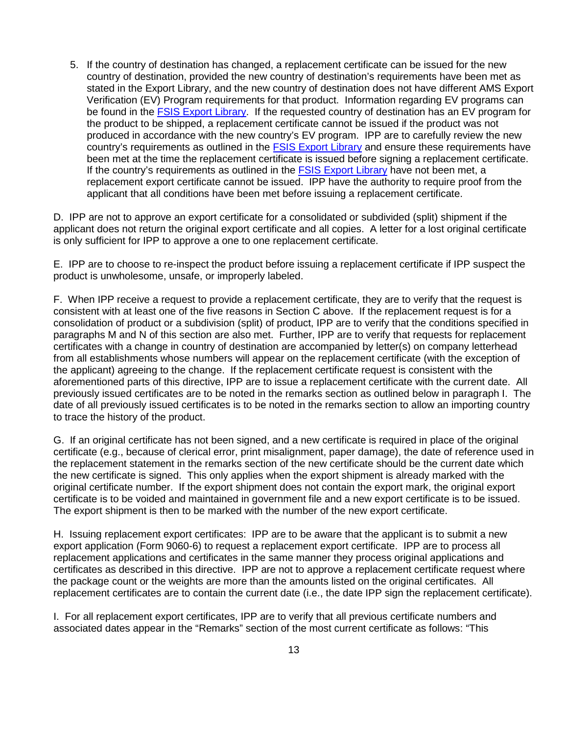5. If the country of destination has changed, a replacement certificate can be issued for the new country of destination, provided the new country of destination's requirements have been met as stated in the Export Library, and the new country of destination does not have different AMS Export Verification (EV) Program requirements for that product. Information regarding EV programs can be found in the FSIS Export Library. If the requested country of destination has an EV program for the product to be shipped, a replacement certificate cannot be issued if the product was not produced in accordance with the new country's EV program. IPP are to carefully review the new country's requirements as outlined in the FSIS Export Library and ensure these requirements have been met at the time the replacement certificate is issued before signing a replacement certificate. If the country's requirements as outlined in the FSIS Export Library have not been met, a replacement export certificate cannot be issued. IPP have the authority to require proof from the applicant that all conditions have been met before issuing a replacement certificate.

D. IPP are not to approve an export certificate for a consolidated or subdivided (split) shipment if the applicant does not return the original export certificate and all copies. A letter for a lost original certificate is only sufficient for IPP to approve a one to one replacement certificate.

E. IPP are to choose to re-inspect the product before issuing a replacement certificate if IPP suspect the product is unwholesome, unsafe, or improperly labeled.

F. When IPP receive a request to provide a replacement certificate, they are to verify that the request is consistent with at least one of the five reasons in Section C above. If the replacement request is for a consolidation of product or a subdivision (split) of product, IPP are to verify that the conditions specified in paragraphs M and N of this section are also met. Further, IPP are to verify that requests for replacement certificates with a change in country of destination are accompanied by letter(s) on company letterhead from all establishments whose numbers will appear on the replacement certificate (with the exception of the applicant) agreeing to the change. If the replacement certificate request is consistent with the aforementioned parts of this directive, IPP are to issue a replacement certificate with the current date. All previously issued certificates are to be noted in the remarks section as outlined below in paragraph I. The date of all previously issued certificates is to be noted in the remarks section to allow an importing country to trace the history of the product.

G. If an original certificate has not been signed, and a new certificate is required in place of the original certificate (e.g., because of clerical error, print misalignment, paper damage), the date of reference used in the replacement statement in the remarks section of the new certificate should be the current date which the new certificate is signed. This only applies when the export shipment is already marked with the original certificate number. If the export shipment does not contain the export mark, the original export certificate is to be voided and maintained in government file and a new export certificate is to be issued. The export shipment is then to be marked with the number of the new export certificate.

H. Issuing replacement export certificates: IPP are to be aware that the applicant is to submit a new export application (Form 9060-6) to request a replacement export certificate. IPP are to process all replacement applications and certificates in the same manner they process original applications and certificates as described in this directive. IPP are not to approve a replacement certificate request where the package count or the weights are more than the amounts listed on the original certificates. All replacement certificates are to contain the current date (i.e., the date IPP sign the replacement certificate).

I. For all replacement export certificates, IPP are to verify that all previous certificate numbers and associated dates appear in the "Remarks" section of the most current certificate as follows: "This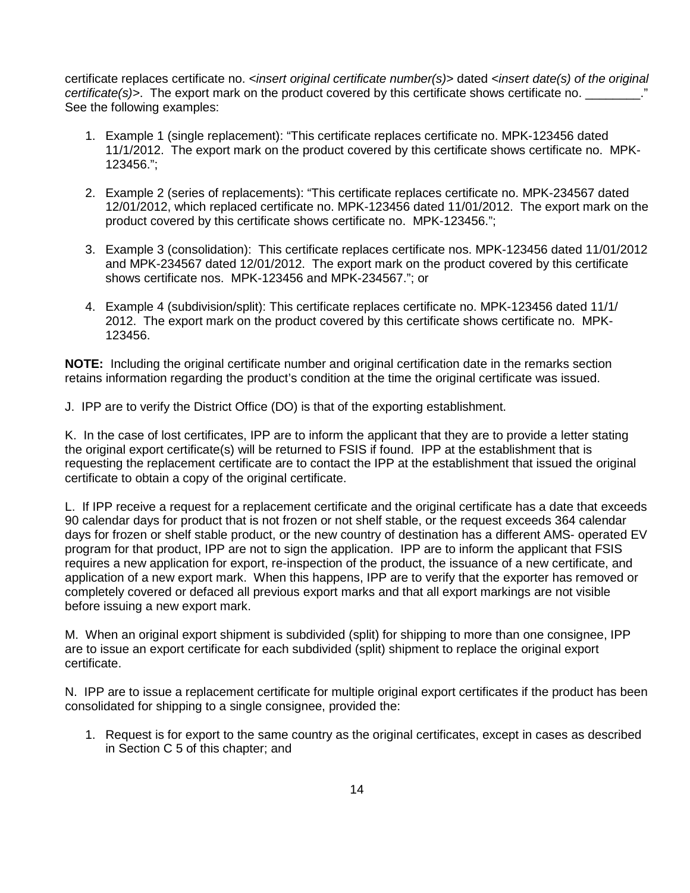certificate replaces certificate no. *<insert original certificate number(s)>* dated *<insert date(s) of the original certificate(s)>*. The export mark on the product covered by this certificate shows certificate no. ________." See the following examples:

1. Example 1 (single replacement): "This certificate replaces certificate no. MPK-123456 dated 11/1/2012. The export mark on the product covered by this certificate shows certificate no. MPK-123456.";

2. Example 2 (series of replacements): "This certificate replaces certificate no. MPK-234567 dated 12/01/2012, which replaced certificate no. MPK-123456 dated 11/01/2012. The export mark on the product covered by this certificate shows certificate no. MPK-123456.";

3. Example 3 (consolidation): This certificate replaces certificate nos. MPK-123456 dated 11/01/2012 and MPK-234567 dated 12/01/2012. The export mark on the product covered by this certificate shows certificate nos. MPK-123456 and MPK-234567."; or

4. Example 4 (subdivision/split): This certificate replaces certificate no. MPK-123456 dated 11/1/ 2012. The export mark on the product covered by this certificate shows certificate no. MPK-123456.

**NOTE:** Including the original certificate number and original certification date in the remarks section retains information regarding the product's condition at the time the original certificate was issued.

J. IPP are to verify the District Office (DO) is that of the exporting establishment.

K. In the case of lost certificates, IPP are to inform the applicant that they are to provide a letter stating the original export certificate(s) will be returned to FSIS if found. IPP at the establishment that is requesting the replacement certificate are to contact the IPP at the establishment that issued the original certificate to obtain a copy of the original certificate.

L. If IPP receive a request for a replacement certificate and the original certificate has a date that exceeds 90 calendar days for product that is not frozen or not shelf stable, or the request exceeds 364 calendar days for frozen or shelf stable product, or the new country of destination has a different AMS- operated EV program for that product, IPP are not to sign the application. IPP are to inform the applicant that FSIS requires a new application for export, re-inspection of the product, the issuance of a new certificate, and application of a new export mark. When this happens, IPP are to verify that the exporter has removed or completely covered or defaced all previous export marks and that all export markings are not visible before issuing a new export mark.

M. When an original export shipment is subdivided (split) for shipping to more than one consignee, IPP are to issue an export certificate for each subdivided (split) shipment to replace the original export certificate.

N. IPP are to issue a replacement certificate for multiple original export certificates if the product has been consolidated for shipping to a single consignee, provided the:

1. Request is for export to the same country as the original certificates, except in cases as described in Section C 5 of this chapter; and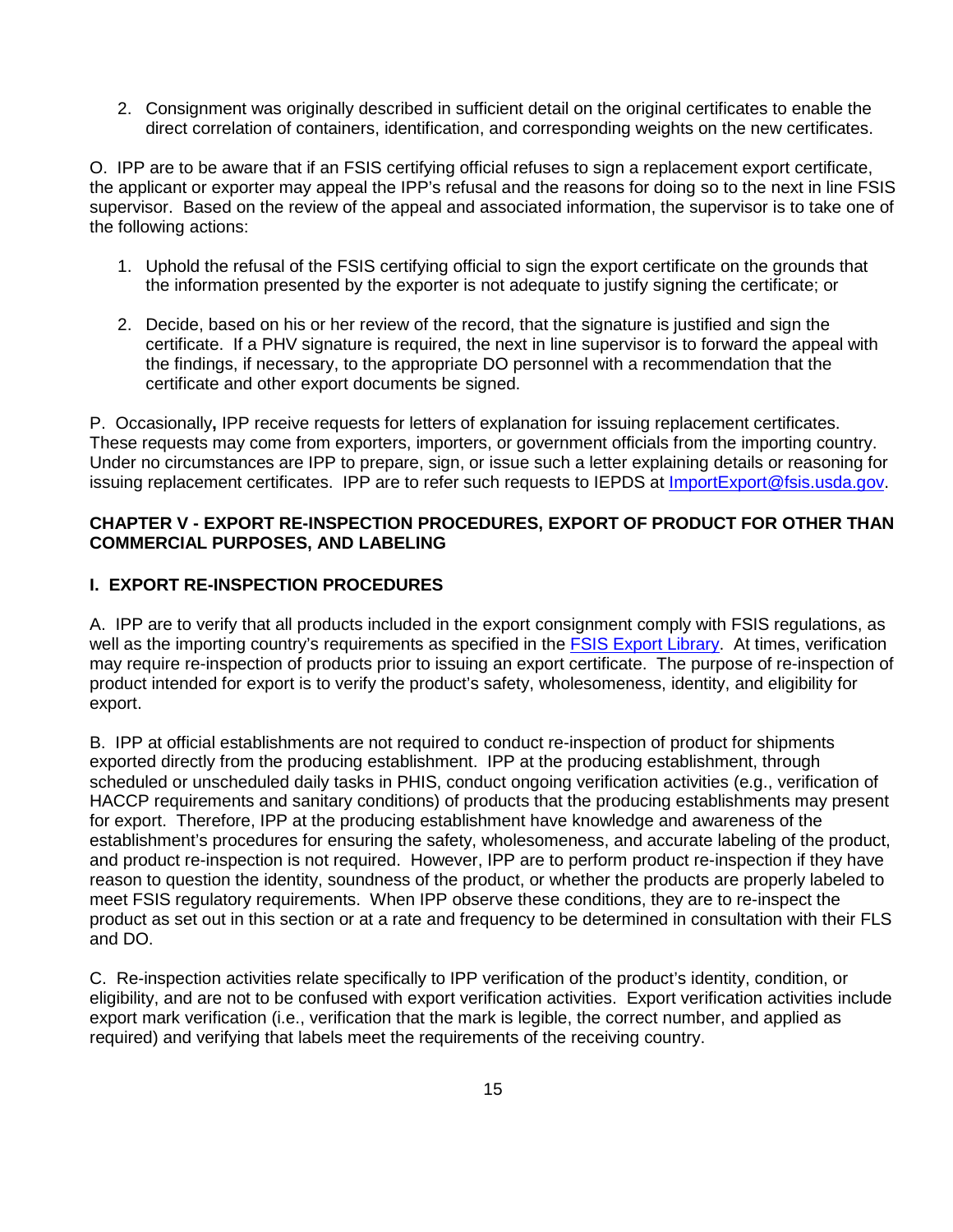2. Consignment was originally described in sufficient detail on the original certificates to enable the direct correlation of containers, identification, and corresponding weights on the new certificates.

O. IPP are to be aware that if an FSIS certifying official refuses to sign a replacement export certificate, the applicant or exporter may appeal the IPP's refusal and the reasons for doing so to the next in line FSIS supervisor. Based on the review of the appeal and associated information, the supervisor is to take one of the following actions:

1. Uphold the refusal of the FSIS certifying official to sign the export certificate on the grounds that the information presented by the exporter is not adequate to justify signing the certificate; or

2. Decide, based on his or her review of the record, that the signature is justified and sign the certificate. If a PHV signature is required, the next in line supervisor is to forward the appeal with the findings, if necessary, to the appropriate DO personnel with a recommendation that the certificate and other export documents be signed.

P. Occasionally**,** IPP receive requests for letters of explanation for issuing replacement certificates. These requests may come from exporters, importers, or government officials from the importing country. Under no circumstances are IPP to prepare, sign, or issue such a letter explaining details or reasoning for issuing replacement certificates. IPP are to refer such requests to IEPDS at ImportExport@fsis.usda.gov.

## CHAPTER V - EXPORT RE-INSPECTION PROCEDURES, EXPORT OF PRODUCT FOR OTHER THAN COMMERCIAL PURPOSES, AND LABELING

### I. EXPORT RE-INSPECTION PROCEDURES

A. IPP are to verify that all products included in the export consignment comply with FSIS regulations, as well as the importing country's requirements as specified in the FSIS Export Library. At times, verification may require re-inspection of products prior to issuing an export certificate. The purpose of re-inspection of product intended for export is to verify the product's safety, wholesomeness, identity, and eligibility for export.

B. IPP at official establishments are not required to conduct re-inspection of product for shipments exported directly from the producing establishment. IPP at the producing establishment, through scheduled or unscheduled daily tasks in PHIS, conduct ongoing verification activities (e.g., verification of HACCP requirements and sanitary conditions) of products that the producing establishments may present for export. Therefore, IPP at the producing establishment have knowledge and awareness of the establishment's procedures for ensuring the safety, wholesomeness, and accurate labeling of the product, and product re-inspection is not required. However, IPP are to perform product re-inspection if they have reason to question the identity, soundness of the product, or whether the products are properly labeled to meet FSIS regulatory requirements. When IPP observe these conditions, they are to re-inspect the product as set out in this section or at a rate and frequency to be determined in consultation with their FLS and DO.

C. Re-inspection activities relate specifically to IPP verification of the product's identity, condition, or eligibility, and are not to be confused with export verification activities. Export verification activities include export mark verification (i.e., verification that the mark is legible, the correct number, and applied as required) and verifying that labels meet the requirements of the receiving country.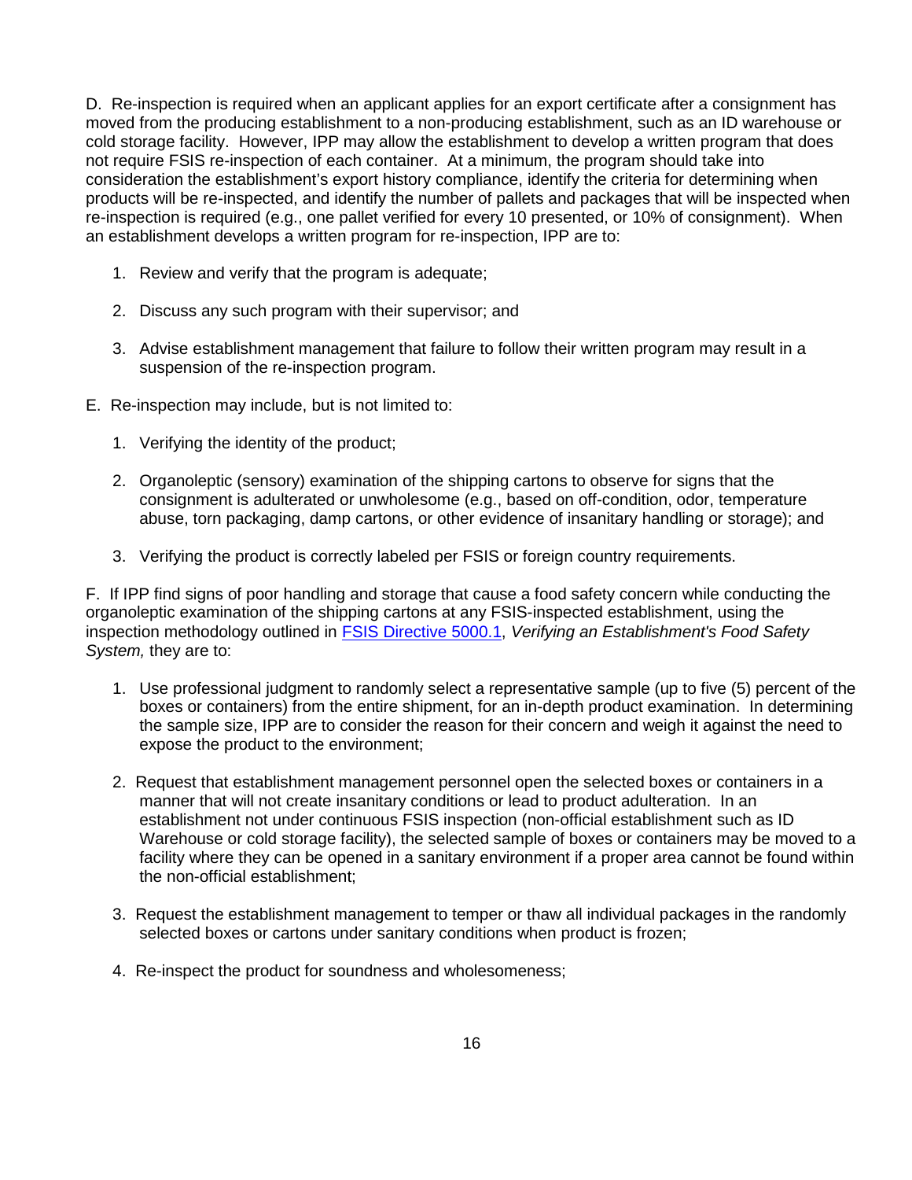D. Re-inspection is required when an applicant applies for an export certificate after a consignment has moved from the producing establishment to a non-producing establishment, such as an ID warehouse or cold storage facility. However, IPP may allow the establishment to develop a written program that does not require FSIS re-inspection of each container. At a minimum, the program should take into consideration the establishment's export history compliance, identify the criteria for determining when products will be re-inspected, and identify the number of pallets and packages that will be inspected when re-inspection is required (e.g., one pallet verified for every 10 presented, or 10% of consignment). When an establishment develops a written program for re-inspection, IPP are to:

1. Review and verify that the program is adequate;

2. Discuss any such program with their supervisor; and

3. Advise establishment management that failure to follow their written program may result in a suspension of the re-inspection program.

E. Re-inspection may include, but is not limited to:

1. Verifying the identity of the product;

2. Organoleptic (sensory) examination of the shipping cartons to observe for signs that the consignment is adulterated or unwholesome (e.g., based on off-condition, odor, temperature abuse, torn packaging, damp cartons, or other evidence of insanitary handling or storage); and

3. Verifying the product is correctly labeled per FSIS or foreign country requirements.

F. If IPP find signs of poor handling and storage that cause a food safety concern while conducting the organoleptic examination of the shipping cartons at any FSIS-inspected establishment, using the inspection methodology outlined in [FSIS Directive 5000.1](), *Verifying an Establishment's Food Safety System,* they are to:

1. Use professional judgment to randomly select a representative sample (up to five (5) percent of the boxes or containers) from the entire shipment, for an in-depth product examination. In determining the sample size, IPP are to consider the reason for their concern and weigh it against the need to expose the product to the environment;

2. Request that establishment management personnel open the selected boxes or containers in a manner that will not create insanitary conditions or lead to product adulteration. In an establishment not under continuous FSIS inspection (non-official establishment such as ID Warehouse or cold storage facility), the selected sample of boxes or containers may be moved to a facility where they can be opened in a sanitary environment if a proper area cannot be found within the non-official establishment;

3. Request the establishment management to temper or thaw all individual packages in the randomly selected boxes or cartons under sanitary conditions when product is frozen;

4. Re-inspect the product for soundness and wholesomeness;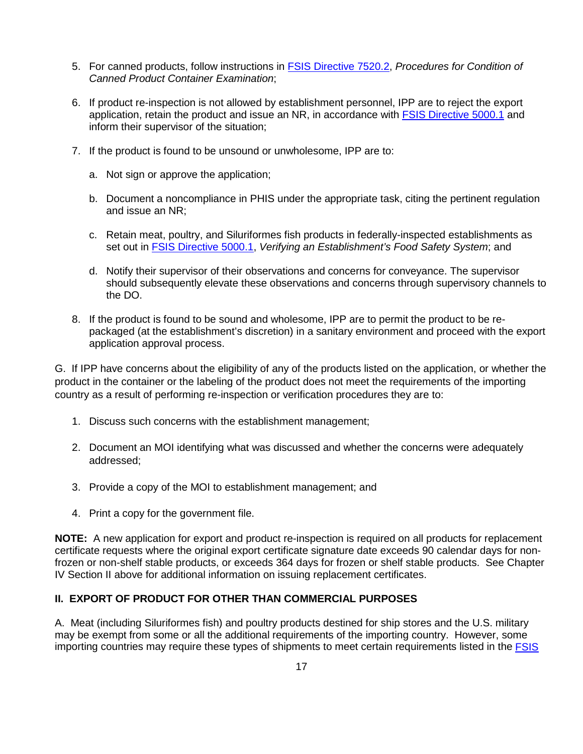5. For canned products, follow instructions in FSIS Directive 7520.2, *Procedures for Condition of Canned Product Container Examination*;

6. If product re-inspection is not allowed by establishment personnel, IPP are to reject the export application, retain the product and issue an NR, in accordance with FSIS Directive 5000.1 and inform their supervisor of the situation;

7. If the product is found to be unsound or unwholesome, IPP are to:

   a. Not sign or approve the application;

   b. Document a noncompliance in PHIS under the appropriate task, citing the pertinent regulation and issue an NR;

   c. Retain meat, poultry, and Siluriformes fish products in federally-inspected establishments as set out in FSIS Directive 5000.1, *Verifying an Establishment's Food Safety System*; and

   d. Notify their supervisor of their observations and concerns for conveyance. The supervisor should subsequently elevate these observations and concerns through supervisory channels to the DO.

8. If the product is found to be sound and wholesome, IPP are to permit the product to be re-packaged (at the establishment's discretion) in a sanitary environment and proceed with the export application approval process.

G. If IPP have concerns about the eligibility of any of the products listed on the application, or whether the product in the container or the labeling of the product does not meet the requirements of the importing country as a result of performing re-inspection or verification procedures they are to:

1. Discuss such concerns with the establishment management;

2. Document an MOI identifying what was discussed and whether the concerns were adequately addressed;

3. Provide a copy of the MOI to establishment management; and

4. Print a copy for the government file.

**NOTE:** A new application for export and product re-inspection is required on all products for replacement certificate requests where the original export certificate signature date exceeds 90 calendar days for non-frozen or non-shelf stable products, or exceeds 364 days for frozen or shelf stable products. See Chapter IV Section II above for additional information on issuing replacement certificates.

## II. EXPORT OF PRODUCT FOR OTHER THAN COMMERCIAL PURPOSES

A. Meat (including Siluriformes fish) and poultry products destined for ship stores and the U.S. military may be exempt from some or all the additional requirements of the importing country. However, some importing countries may require these types of shipments to meet certain requirements listed in the FSIS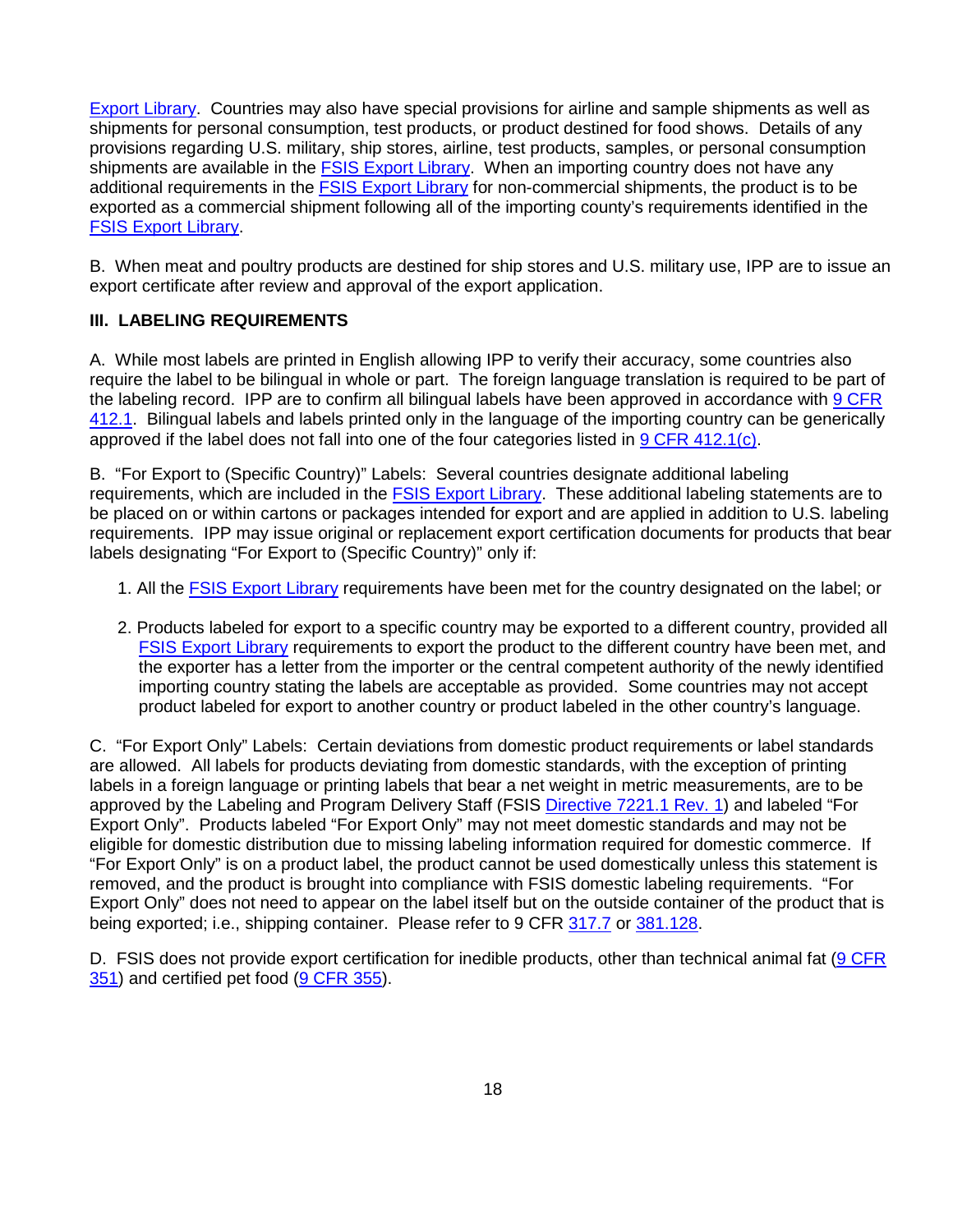Export Library. Countries may also have special provisions for airline and sample shipments as well as shipments for personal consumption, test products, or product destined for food shows. Details of any provisions regarding U.S. military, ship stores, airline, test products, samples, or personal consumption shipments are available in the FSIS Export Library. When an importing country does not have any additional requirements in the FSIS Export Library for non-commercial shipments, the product is to be exported as a commercial shipment following all of the importing county's requirements identified in the FSIS Export Library.

B. When meat and poultry products are destined for ship stores and U.S. military use, IPP are to issue an export certificate after review and approval of the export application.

**III. LABELING REQUIREMENTS**

A. While most labels are printed in English allowing IPP to verify their accuracy, some countries also require the label to be bilingual in whole or part. The foreign language translation is required to be part of the labeling record. IPP are to confirm all bilingual labels have been approved in accordance with 9 CFR 412.1. Bilingual labels and labels printed only in the language of the importing country can be generically approved if the label does not fall into one of the four categories listed in 9 CFR 412.1(c).

B. "For Export to (Specific Country)" Labels: Several countries designate additional labeling requirements, which are included in the FSIS Export Library. These additional labeling statements are to be placed on or within cartons or packages intended for export and are applied in addition to U.S. labeling requirements. IPP may issue original or replacement export certification documents for products that bear labels designating "For Export to (Specific Country)" only if:

1. All the FSIS Export Library requirements have been met for the country designated on the label; or

2. Products labeled for export to a specific country may be exported to a different country, provided all FSIS Export Library requirements to export the product to the different country have been met, and the exporter has a letter from the importer or the central competent authority of the newly identified importing country stating the labels are acceptable as provided. Some countries may not accept product labeled for export to another country or product labeled in the other country's language.

C. "For Export Only" Labels: Certain deviations from domestic product requirements or label standards are allowed. All labels for products deviating from domestic standards, with the exception of printing labels in a foreign language or printing labels that bear a net weight in metric measurements, are to be approved by the Labeling and Program Delivery Staff (FSIS Directive 7221.1 Rev. 1) and labeled "For Export Only". Products labeled "For Export Only" may not meet domestic standards and may not be eligible for domestic distribution due to missing labeling information required for domestic commerce. If "For Export Only" is on a product label, the product cannot be used domestically unless this statement is removed, and the product is brought into compliance with FSIS domestic labeling requirements. "For Export Only" does not need to appear on the label itself but on the outside container of the product that is being exported; i.e., shipping container. Please refer to 9 CFR 317.7 or 381.128.

D. FSIS does not provide export certification for inedible products, other than technical animal fat (9 CFR 351) and certified pet food (9 CFR 355).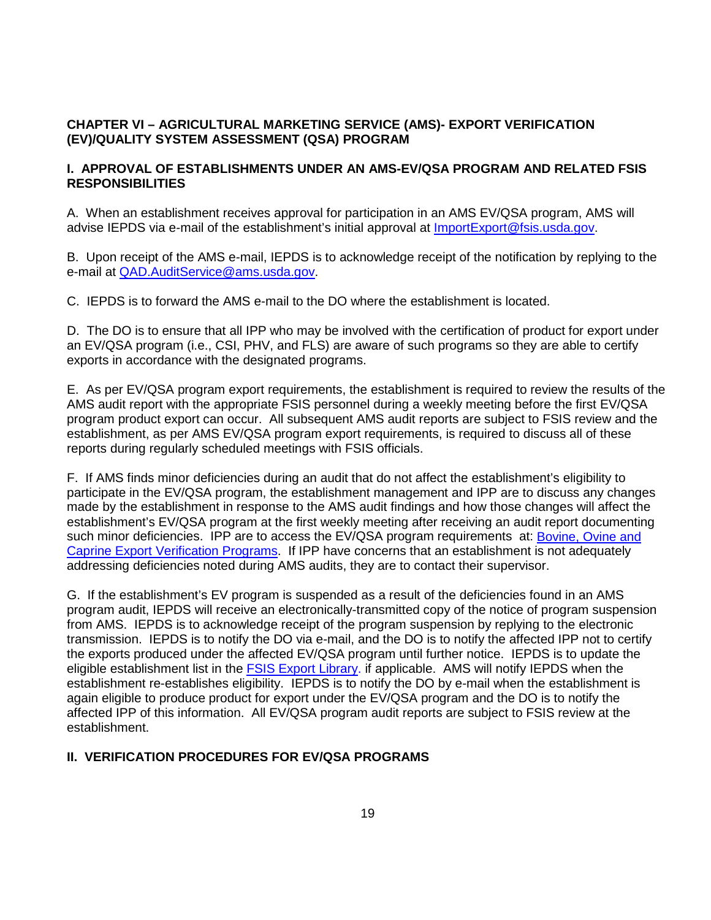## CHAPTER VI – AGRICULTURAL MARKETING SERVICE (AMS)- EXPORT VERIFICATION (EV)/QUALITY SYSTEM ASSESSMENT (QSA) PROGRAM

### I. APPROVAL OF ESTABLISHMENTS UNDER AN AMS-EV/QSA PROGRAM AND RELATED FSIS RESPONSIBILITIES

A. When an establishment receives approval for participation in an AMS EV/QSA program, AMS will advise IEPDS via e-mail of the establishment's initial approval at [ImportExport@fsis.usda.gov](mailto:ImportExport@fsis.usda.gov).

B. Upon receipt of the AMS e-mail, IEPDS is to acknowledge receipt of the notification by replying to the e-mail at [QAD.AuditService@ams.usda.gov](mailto:QAD.AuditService@ams.usda.gov).

C. IEPDS is to forward the AMS e-mail to the DO where the establishment is located.

D. The DO is to ensure that all IPP who may be involved with the certification of product for export under an EV/QSA program (i.e., CSI, PHV, and FLS) are aware of such programs so they are able to certify exports in accordance with the designated programs.

E. As per EV/QSA program export requirements, the establishment is required to review the results of the AMS audit report with the appropriate FSIS personnel during a weekly meeting before the first EV/QSA program product export can occur. All subsequent AMS audit reports are subject to FSIS review and the establishment, as per AMS EV/QSA program export requirements, is required to discuss all of these reports during regularly scheduled meetings with FSIS officials.

F. If AMS finds minor deficiencies during an audit that do not affect the establishment's eligibility to participate in the EV/QSA program, the establishment management and IPP are to discuss any changes made by the establishment in response to the AMS audit findings and how those changes will affect the establishment's EV/QSA program at the first weekly meeting after receiving an audit report documenting such minor deficiencies. IPP are to access the EV/QSA program requirements at: Bovine, Ovine and Caprine Export Verification Programs. If IPP have concerns that an establishment is not adequately addressing deficiencies noted during AMS audits, they are to contact their supervisor.

G. If the establishment's EV program is suspended as a result of the deficiencies found in an AMS program audit, IEPDS will receive an electronically-transmitted copy of the notice of program suspension from AMS. IEPDS is to acknowledge receipt of the program suspension by replying to the electronic transmission. IEPDS is to notify the DO via e-mail, and the DO is to notify the affected IPP not to certify the exports produced under the affected EV/QSA program until further notice. IEPDS is to update the eligible establishment list in the FSIS Export Library. if applicable. AMS will notify IEPDS when the establishment re-establishes eligibility. IEPDS is to notify the DO by e-mail when the establishment is again eligible to produce product for export under the EV/QSA program and the DO is to notify the affected IPP of this information. All EV/QSA program audit reports are subject to FSIS review at the establishment.

### II. VERIFICATION PROCEDURES FOR EV/QSA PROGRAMS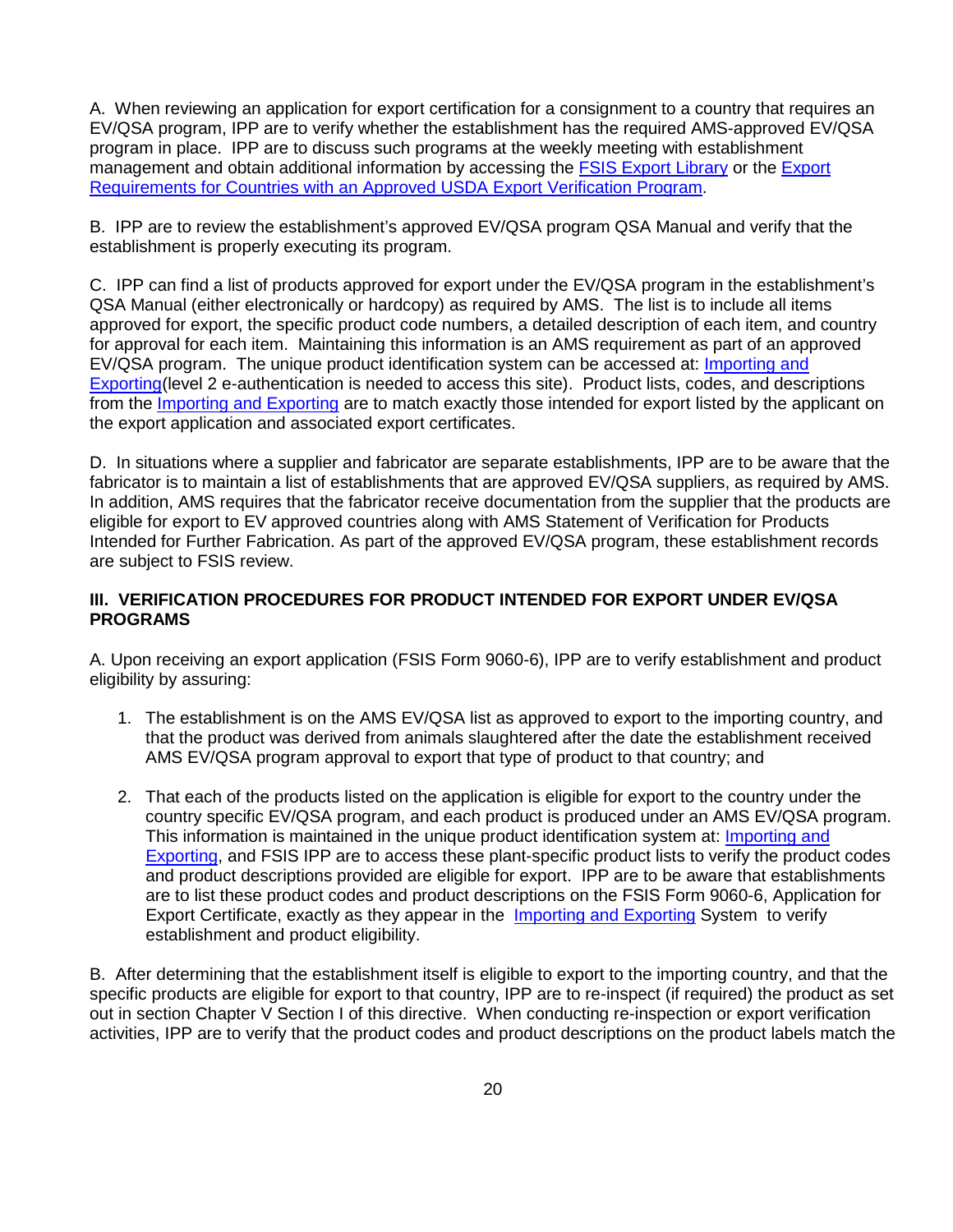A. When reviewing an application for export certification for a consignment to a country that requires an EV/QSA program, IPP are to verify whether the establishment has the required AMS-approved EV/QSA program in place. IPP are to discuss such programs at the weekly meeting with establishment management and obtain additional information by accessing the FSIS Export Library or the Export Requirements for Countries with an Approved USDA Export Verification Program.

B. IPP are to review the establishment's approved EV/QSA program QSA Manual and verify that the establishment is properly executing its program.

C. IPP can find a list of products approved for export under the EV/QSA program in the establishment's QSA Manual (either electronically or hardcopy) as required by AMS. The list is to include all items approved for export, the specific product code numbers, a detailed description of each item, and country for approval for each item. Maintaining this information is an AMS requirement as part of an approved EV/QSA program. The unique product identification system can be accessed at: Importing and Exporting(level 2 e-authentication is needed to access this site). Product lists, codes, and descriptions from the Importing and Exporting are to match exactly those intended for export listed by the applicant on the export application and associated export certificates.

D. In situations where a supplier and fabricator are separate establishments, IPP are to be aware that the fabricator is to maintain a list of establishments that are approved EV/QSA suppliers, as required by AMS. In addition, AMS requires that the fabricator receive documentation from the supplier that the products are eligible for export to EV approved countries along with AMS Statement of Verification for Products Intended for Further Fabrication. As part of the approved EV/QSA program, these establishment records are subject to FSIS review.

**III. VERIFICATION PROCEDURES FOR PRODUCT INTENDED FOR EXPORT UNDER EV/QSA PROGRAMS**

A. Upon receiving an export application (FSIS Form 9060-6), IPP are to verify establishment and product eligibility by assuring:

1. The establishment is on the AMS EV/QSA list as approved to export to the importing country, and that the product was derived from animals slaughtered after the date the establishment received AMS EV/QSA program approval to export that type of product to that country; and

2. That each of the products listed on the application is eligible for export to the country under the country specific EV/QSA program, and each product is produced under an AMS EV/QSA program. This information is maintained in the unique product identification system at: Importing and Exporting, and FSIS IPP are to access these plant-specific product lists to verify the product codes and product descriptions provided are eligible for export. IPP are to be aware that establishments are to list these product codes and product descriptions on the FSIS Form 9060-6, Application for Export Certificate, exactly as they appear in the Importing and Exporting System to verify establishment and product eligibility.

B. After determining that the establishment itself is eligible to export to the importing country, and that the specific products are eligible for export to that country, IPP are to re-inspect (if required) the product as set out in section Chapter V Section I of this directive. When conducting re-inspection or export verification activities, IPP are to verify that the product codes and product descriptions on the product labels match the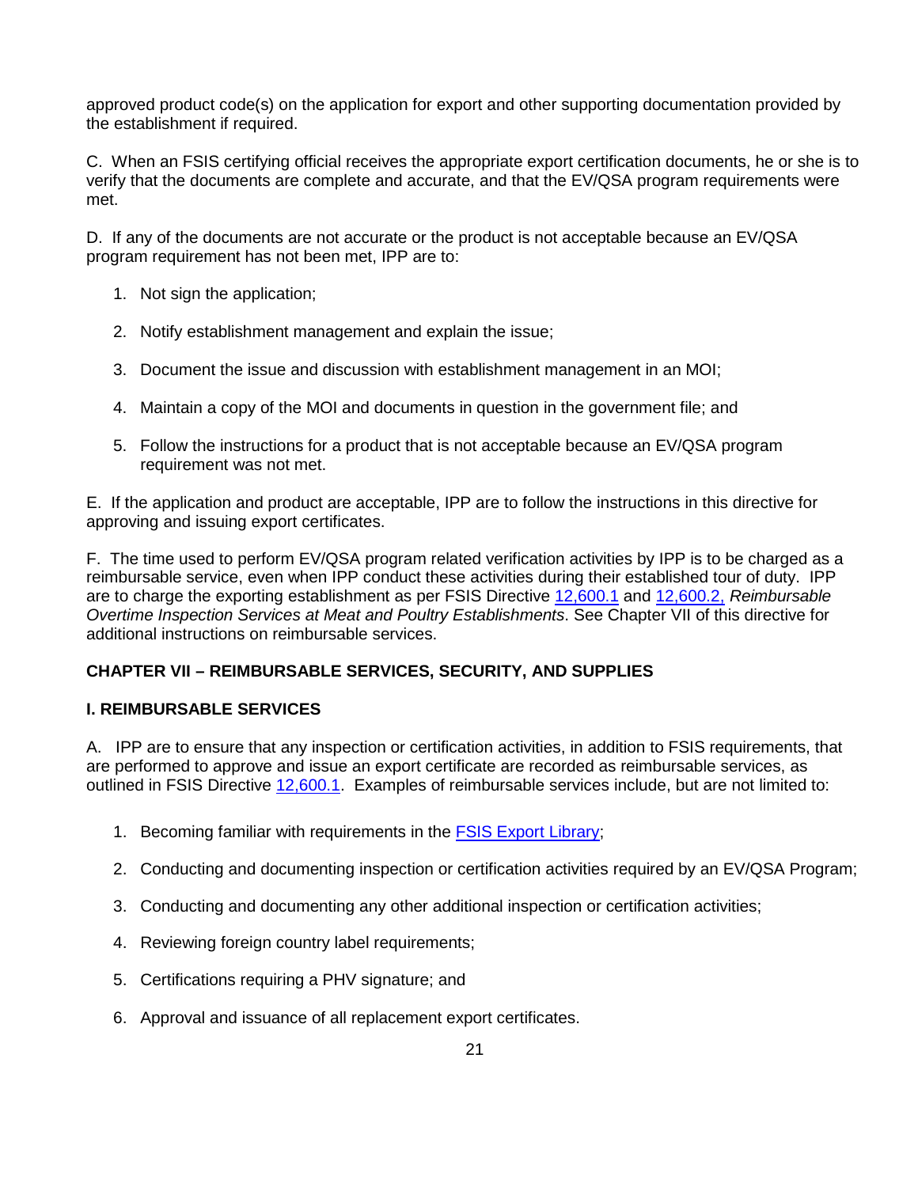approved product code(s) on the application for export and other supporting documentation provided by the establishment if required.

C. When an FSIS certifying official receives the appropriate export certification documents, he or she is to verify that the documents are complete and accurate, and that the EV/QSA program requirements were met.

D. If any of the documents are not accurate or the product is not acceptable because an EV/QSA program requirement has not been met, IPP are to:

1. Not sign the application;
2. Notify establishment management and explain the issue;
3. Document the issue and discussion with establishment management in an MOI;
4. Maintain a copy of the MOI and documents in question in the government file; and
5. Follow the instructions for a product that is not acceptable because an EV/QSA program requirement was not met.

E. If the application and product are acceptable, IPP are to follow the instructions in this directive for approving and issuing export certificates.

F. The time used to perform EV/QSA program related verification activities by IPP is to be charged as a reimbursable service, even when IPP conduct these activities during their established tour of duty. IPP are to charge the exporting establishment as per FSIS Directive 12,600.1 and 12,600.2, *Reimbursable Overtime Inspection Services at Meat and Poultry Establishments*. See Chapter VII of this directive for additional instructions on reimbursable services.

## CHAPTER VII – REIMBURSABLE SERVICES, SECURITY, AND SUPPLIES

### I. REIMBURSABLE SERVICES

A. IPP are to ensure that any inspection or certification activities, in addition to FSIS requirements, that are performed to approve and issue an export certificate are recorded as reimbursable services, as outlined in FSIS Directive 12,600.1. Examples of reimbursable services include, but are not limited to:

1. Becoming familiar with requirements in the FSIS Export Library;
2. Conducting and documenting inspection or certification activities required by an EV/QSA Program;
3. Conducting and documenting any other additional inspection or certification activities;
4. Reviewing foreign country label requirements;
5. Certifications requiring a PHV signature; and
6. Approval and issuance of all replacement export certificates.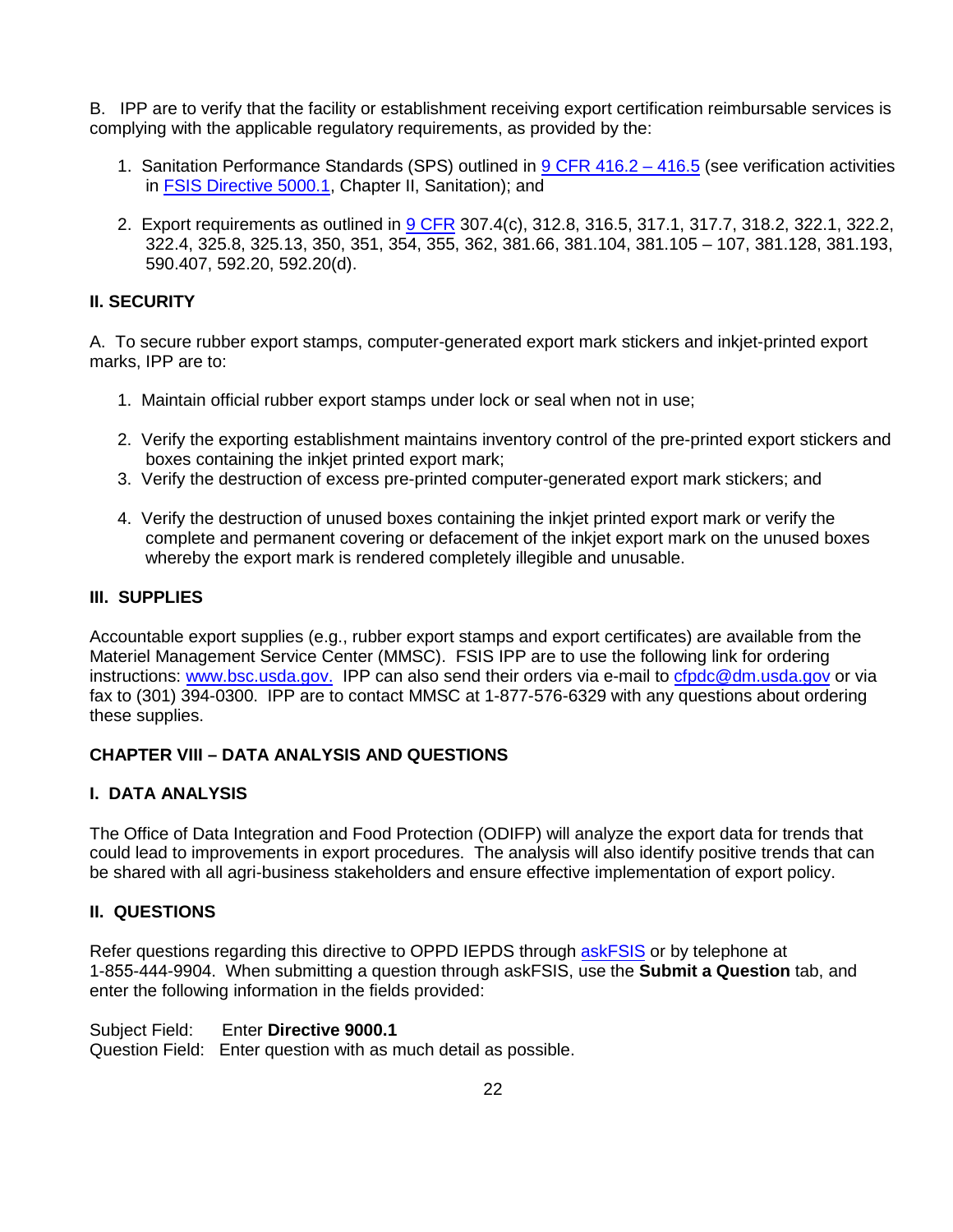B. IPP are to verify that the facility or establishment receiving export certification reimbursable services is complying with the applicable regulatory requirements, as provided by the:

1. Sanitation Performance Standards (SPS) outlined in 9 CFR 416.2 – 416.5 (see verification activities in FSIS Directive 5000.1, Chapter II, Sanitation); and

2. Export requirements as outlined in 9 CFR 307.4(c), 312.8, 316.5, 317.1, 317.7, 318.2, 322.1, 322.2, 322.4, 325.8, 325.13, 350, 351, 354, 355, 362, 381.66, 381.104, 381.105 – 107, 381.128, 381.193, 590.407, 592.20, 592.20(d).

## II. SECURITY

A. To secure rubber export stamps, computer-generated export mark stickers and inkjet-printed export marks, IPP are to:

1. Maintain official rubber export stamps under lock or seal when not in use;

2. Verify the exporting establishment maintains inventory control of the pre-printed export stickers and boxes containing the inkjet printed export mark;
3. Verify the destruction of excess pre-printed computer-generated export mark stickers; and

4. Verify the destruction of unused boxes containing the inkjet printed export mark or verify the complete and permanent covering or defacement of the inkjet export mark on the unused boxes whereby the export mark is rendered completely illegible and unusable.

## III. SUPPLIES

Accountable export supplies (e.g., rubber export stamps and export certificates) are available from the Materiel Management Service Center (MMSC). FSIS IPP are to use the following link for ordering instructions: www.bsc.usda.gov. IPP can also send their orders via e-mail to cfpdc@dm.usda.gov or via fax to (301) 394-0300. IPP are to contact MMSC at 1-877-576-6329 with any questions about ordering these supplies.

# CHAPTER VIII – DATA ANALYSIS AND QUESTIONS

## I. DATA ANALYSIS

The Office of Data Integration and Food Protection (ODIFP) will analyze the export data for trends that could lead to improvements in export procedures. The analysis will also identify positive trends that can be shared with all agri-business stakeholders and ensure effective implementation of export policy.

## II. QUESTIONS

Refer questions regarding this directive to OPPD IEPDS through askFSIS or by telephone at 1-855-444-9904. When submitting a question through askFSIS, use the **Submit a Question** tab, and enter the following information in the fields provided:

Subject Field: Enter **Directive 9000.1**
Question Field: Enter question with as much detail as possible.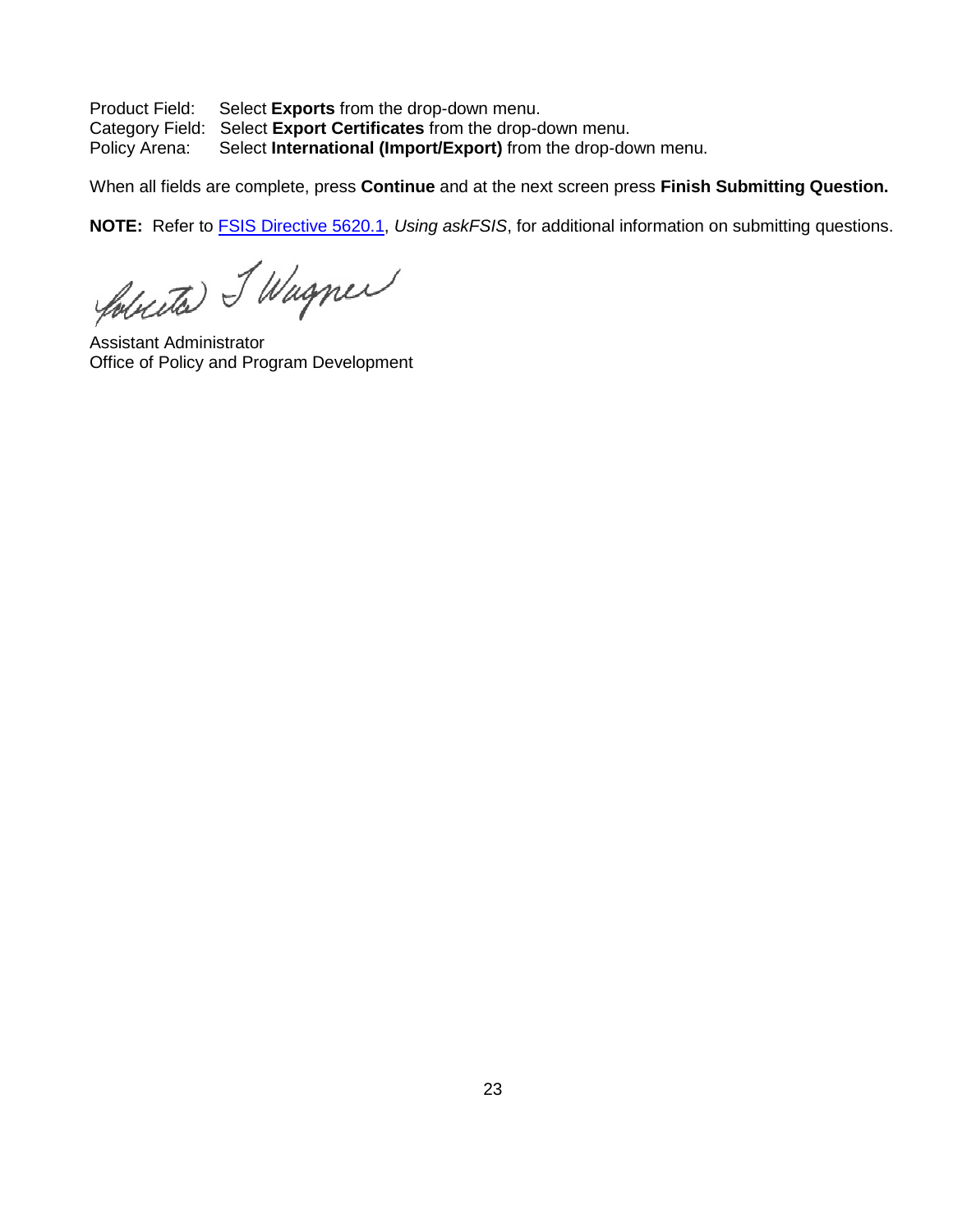Product Field: Select **Exports** from the drop-down menu.
Category Field: Select **Export Certificates** from the drop-down menu.
Policy Arena: Select **International (Import/Export)** from the drop-down menu.

When all fields are complete, press **Continue** and at the next screen press **Finish Submitting Question.**

**NOTE:** Refer to [FSIS Directive 5620.1](FSIS Directive 5620.1), *Using askFSIS*, for additional information on submitting questions.

Assistant Administrator
Office of Policy and Program Development